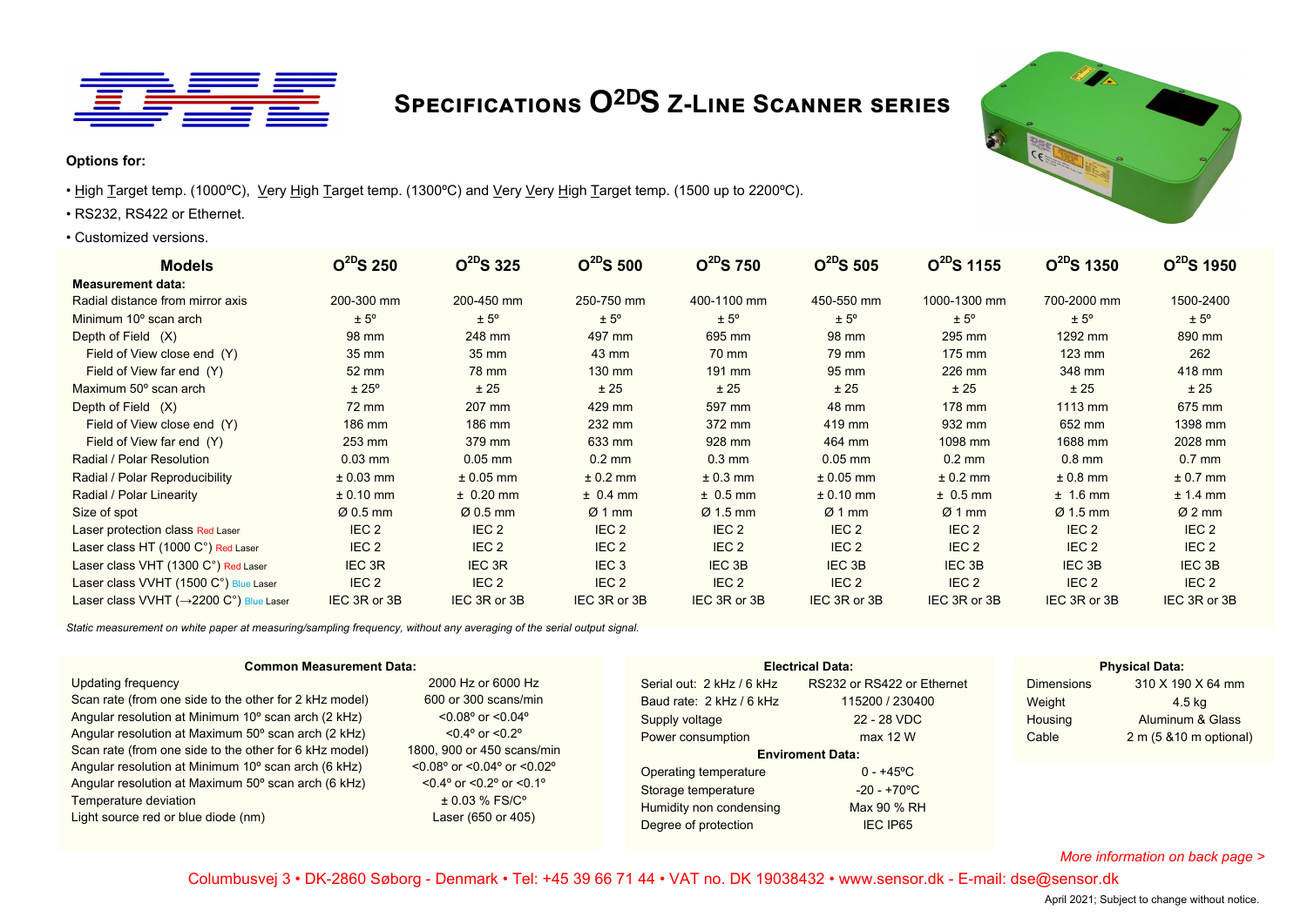# SPECIFICATIONS $O^{2D}S$ Z-LINE SCANNER SERIES

**Options for:**

- High Target temp. (1000ºC), Very High Target temp. (1300ºC) and Very Very High Target temp. (1500 up to 2200ºC).
- RS232, RS422 or Ethernet.
- Customized versions.

| Models | $O^{2D}S$ 250 | $O^{2D}S$ 325 | $O^{2D}S$ 500 | $O^{2D}S$ 750 | $O^{2D}S$ 505 | $O^{2D}S$ 1155 | $O^{2D}S$ 1350 | $O^{2D}S$ 1950 |
|---|---|---|---|---|---|---|---|---|
| **Measurement data:** | | | | | | | | |
| Radial distance from mirror axis | 200-300 mm | 200-450 mm | 250-750 mm | 400-1100 mm | 450-550 mm | 1000-1300 mm | 700-2000 mm | 1500-2400 |
| Minimum 10º scan arch | ± 5º | ± 5º | ± 5º | ± 5º | ± 5º | ± 5º | ± 5º | ± 5º |
| Depth of Field (X) | 98 mm | 248 mm | 497 mm | 695 mm | 98 mm | 295 mm | 1292 mm | 890 mm |
| Field of View close end (Y) | 35 mm | 35 mm | 43 mm | 70 mm | 79 mm | 175 mm | 123 mm | 262 |
| Field of View far end (Y) | 52 mm | 78 mm | 130 mm | 191 mm | 95 mm | 226 mm | 348 mm | 418 mm |
| Maximum 50º scan arch | ± 25º | ± 25 | ± 25 | ± 25 | ± 25 | ± 25 | ± 25 | ± 25 |
| Depth of Field (X) | 72 mm | 207 mm | 429 mm | 597 mm | 48 mm | 178 mm | 1113 mm | 675 mm |
| Field of View close end (Y) | 186 mm | 186 mm | 232 mm | 372 mm | 419 mm | 932 mm | 652 mm | 1398 mm |
| Field of View far end (Y) | 253 mm | 379 mm | 633 mm | 928 mm | 464 mm | 1098 mm | 1688 mm | 2028 mm |
| Radial / Polar Resolution | 0.03 mm | 0.05 mm | 0.2 mm | 0.3 mm | 0.05 mm | 0.2 mm | 0.8 mm | 0.7 mm |
| Radial / Polar Reproducibility | ± 0.03 mm | ± 0.05 mm | ± 0.2 mm | ± 0.3 mm | ± 0.05 mm | ± 0.2 mm | ± 0.8 mm | ± 0.7 mm |
| Radial / Polar Linearity | ± 0.10 mm | ± 0.20 mm | ± 0.4 mm | ± 0.5 mm | ± 0.10 mm | ± 0.5 mm | ± 1.6 mm | ± 1.4 mm |
| Size of spot | Ø 0.5 mm | Ø 0.5 mm | Ø 1 mm | Ø 1.5 mm | Ø 1 mm | Ø 1 mm | Ø 1.5 mm | Ø 2 mm |
| Laser protection class Red Laser | IEC 2 | IEC 2 | IEC 2 | IEC 2 | IEC 2 | IEC 2 | IEC 2 | IEC 2 |
| Laser class HT (1000 C°) Red Laser | IEC 2 | IEC 2 | IEC 2 | IEC 2 | IEC 2 | IEC 2 | IEC 2 | IEC 2 |
| Laser class VHT (1300 C°) Red Laser | IEC 3R | IEC 3R | IEC 3 | IEC 3B | IEC 3B | IEC 3B | IEC 3B | IEC 3B |
| Laser class VVHT (1500 C°) Blue Laser | IEC 2 | IEC 2 | IEC 2 | IEC 2 | IEC 2 | IEC 2 | IEC 2 | IEC 2 |
| Laser class VVHT (→2200 C°) Blue Laser | IEC 3R or 3B | IEC 3R or 3B | IEC 3R or 3B | IEC 3R or 3B | IEC 3R or 3B | IEC 3R or 3B | IEC 3R or 3B | IEC 3R or 3B |

*Static measurement on white paper at measuring/sampling frequency, without any averaging of the serial output signal.*

**Common Measurement Data:**

| | |
|---|---|
| Updating frequency | 2000 Hz or 6000 Hz |
| Scan rate (from one side to the other for 2 kHz model) | 600 or 300 scans/min |
| Angular resolution at Minimum 10º scan arch (2 kHz) | <0.08º or <0.04º |
| Angular resolution at Maximum 50º scan arch (2 kHz) | <0.4º or <0.2º |
| Scan rate (from one side to the other for 6 kHz model) | 1800, 900 or 450 scans/min |
| Angular resolution at Minimum 10º scan arch (6 kHz) | <0.08º or <0.04º or <0.02º |
| Angular resolution at Maximum 50º scan arch (6 kHz) | <0.4º or <0.2º or <0.1º |
| Temperature deviation | ± 0.03 % FS/Cº |
| Light source red or blue diode (nm) | Laser (650 or 405) |

**Electrical Data:**

| | |
|---|---|
| Serial out: 2 kHz / 6 kHz | RS232 or RS422 or Ethernet |
| Baud rate: 2 kHz / 6 kHz | 115200 / 230400 |
| Supply voltage | 22 - 28 VDC |
| Power consumption | max 12 W |

**Enviroment Data:**

| | |
|---|---|
| Operating temperature | 0 - +45ºC |
| Storage temperature | -20 - +70ºC |
| Humidity non condensing | Max 90 % RH |
| Degree of protection | IEC IP65 |

**Physical Data:**

| | |
|---|---|
| Dimensions | 310 X 190 X 64 mm |
| Weight | 4.5 kg |
| Housing | Aluminum & Glass |
| Cable | 2 m (5 &10 m optional) |

*More information on back page >*

Columbusvej 3 • DK-2860 Søborg - Denmark • Tel: +45 39 66 71 44 • VAT no. DK 19038432 • www.sensor.dk - E-mail: dse@sensor.dk

April 2021; Subject to change without notice.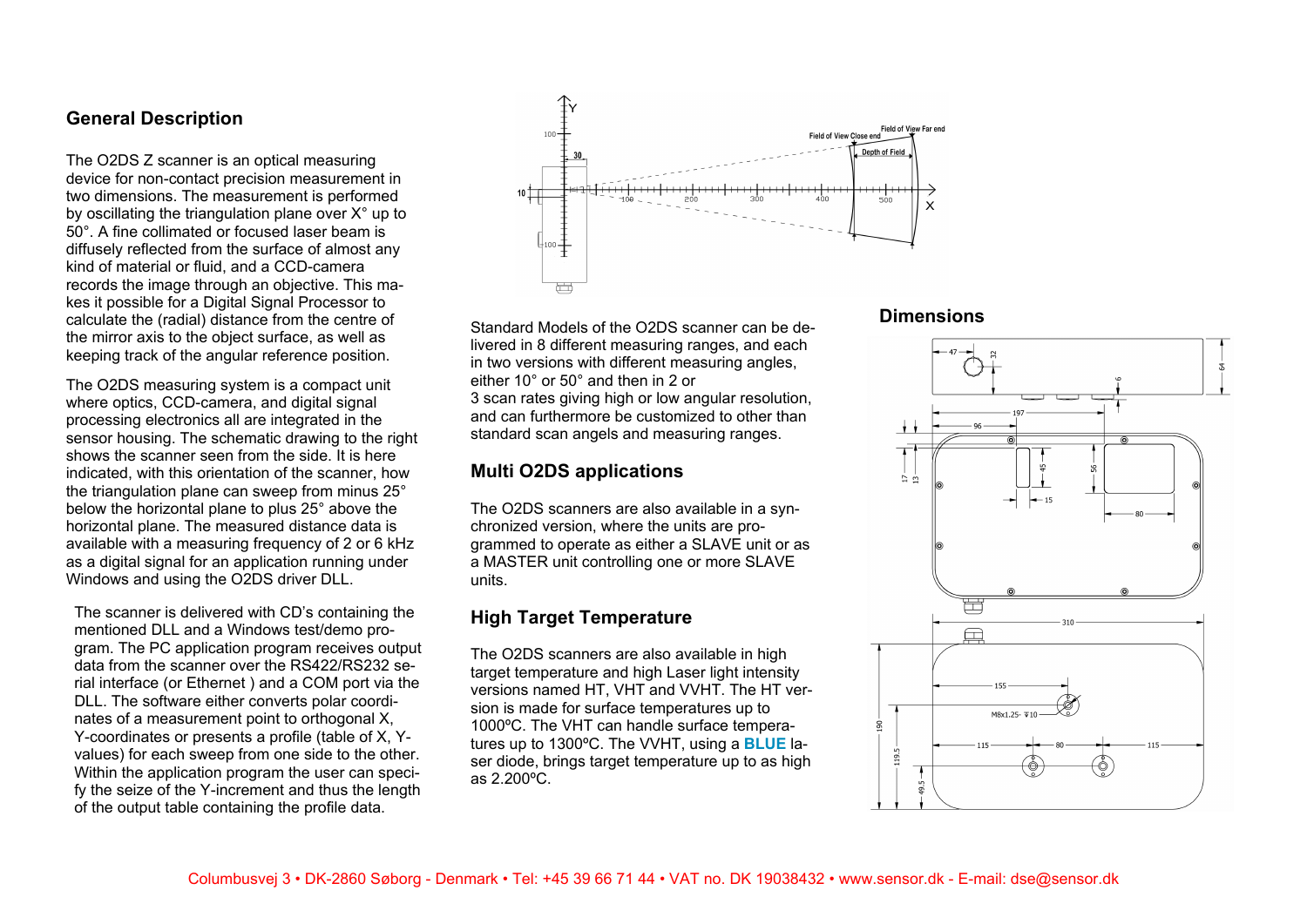## General Description

The O2DS Z scanner is an optical measuring device for non-contact precision measurement in two dimensions. The measurement is performed by oscillating the triangulation plane over X° up to 50°. A fine collimated or focused laser beam is diffusely reflected from the surface of almost any kind of material or fluid, and a CCD-camera records the image through an objective. This makes it possible for a Digital Signal Processor to calculate the (radial) distance from the centre of the mirror axis to the object surface, as well as keeping track of the angular reference position.

The O2DS measuring system is a compact unit where optics, CCD-camera, and digital signal processing electronics all are integrated in the sensor housing. The schematic drawing to the right shows the scanner seen from the side. It is here indicated, with this orientation of the scanner, how the triangulation plane can sweep from minus 25° below the horizontal plane to plus 25° above the horizontal plane. The measured distance data is available with a measuring frequency of 2 or 6 kHz as a digital signal for an application running under Windows and using the O2DS driver DLL.

The scanner is delivered with CD's containing the mentioned DLL and a Windows test/demo program. The PC application program receives output data from the scanner over the RS422/RS232 serial interface (or Ethernet ) and a COM port via the DLL. The software either converts polar coordinates of a measurement point to orthogonal X, Y-coordinates or presents a profile (table of X, Y-values) for each sweep from one side to the other. Within the application program the user can specify the seize of the Y-increment and thus the length of the output table containing the profile data.

Y
100
30
10
100
200
300
400
500
X
100
Field of View Close end
Field of View Far end
Depth of Field

Standard Models of the O2DS scanner can be delivered in 8 different measuring ranges, and each in two versions with different measuring angles, either 10° or 50° and then in 2 or 3 scan rates giving high or low angular resolution, and can furthermore be customized to other than standard scan angels and measuring ranges.

## Multi O2DS applications

The O2DS scanners are also available in a synchronized version, where the units are programmed to operate as either a SLAVE unit or as a MASTER unit controlling one or more SLAVE units.

## High Target Temperature

The O2DS scanners are also available in high target temperature and high Laser light intensity versions named HT, VHT and VVHT. The HT version is made for surface temperatures up to 1000ºC. The VHT can handle surface temperatures up to 1300ºC. The VVHT, using a **BLUE** laser diode, brings target temperature up to as high as 2.200ºC.

## Dimensions

47
32
64
6
197
96
17
13
45
56
15
80
310
155
M8x1.25- ∓10
190
119.5
49.5
115
80
115